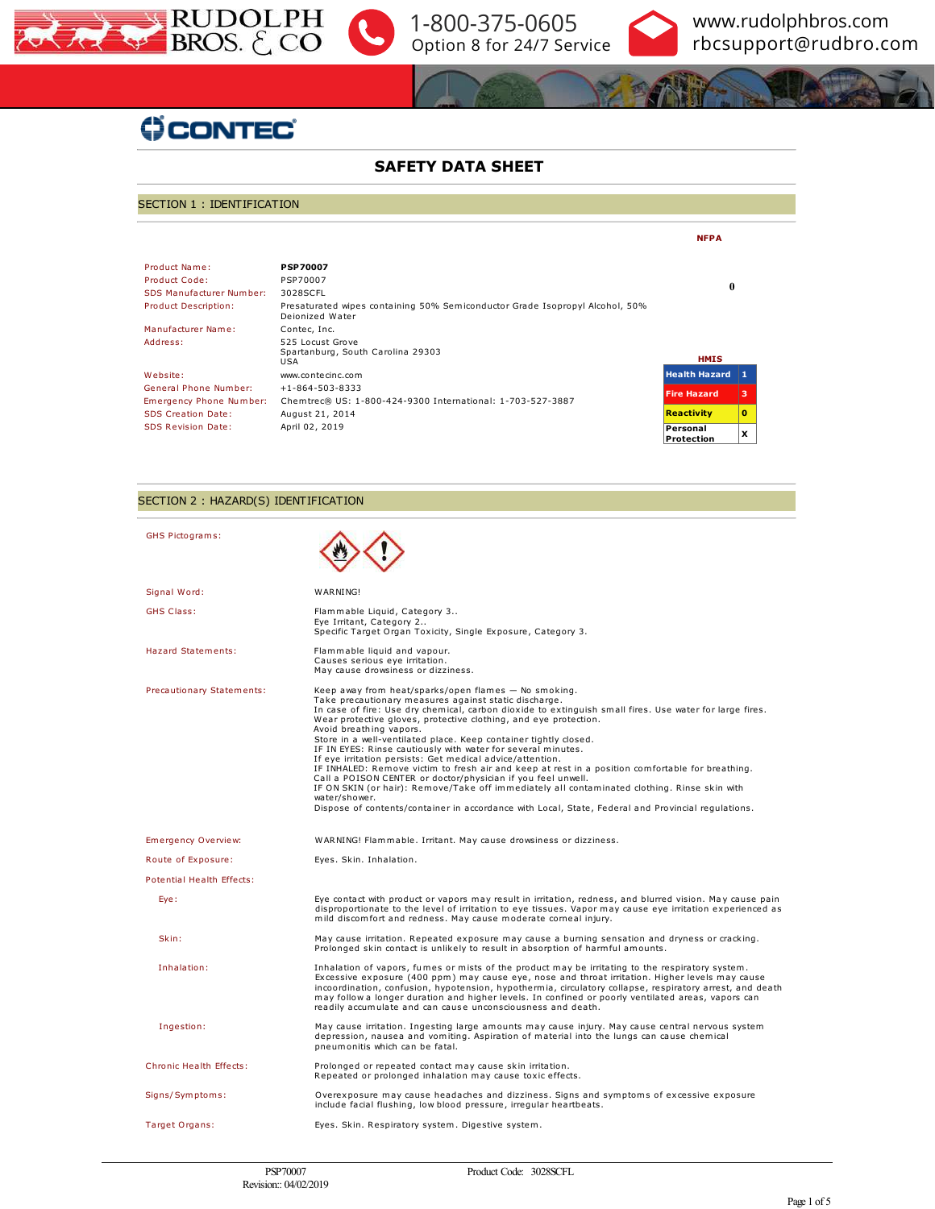RUDOLPH BROS. & CO

1-800-375-0605
Option 8 for 24/7 Service

www.rudolphbros.com
rbcsupport@rudbro.com

CONTEC

# SAFETY DATA SHEET

## SECTION 1 : IDENTIFICATION

| | |
|---|---|
| Product Name: | **PSP70007** |
| Product Code: | PSP70007 |
| SDS Manufacturer Number: | 3028SCFL |
| Product Description: | Presaturated wipes containing 50% Semiconductor Grade Isopropyl Alcohol, 50% Deionized Water |
| Manufacturer Name: | Contec, Inc. |
| Address: | 525 Locust Grove<br>Spartanburg, South Carolina 29303<br>USA |
| Website: | www.contecinc.com |
| General Phone Number: | +1-864-503-8333 |
| Emergency Phone Number: | Chemtrec® US: 1-800-424-9300 International: 1-703-527-3887 |
| SDS Creation Date: | August 21, 2014 |
| SDS Revision Date: | April 02, 2019 |

**NFPA**

0

**HMIS**

| | |
|---|---|
| Health Hazard | 1 |
| Fire Hazard | 3 |
| Reactivity | 0 |
| Personal Protection | X |

## SECTION 2 : HAZARD(S) IDENTIFICATION

**GHS Pictograms:**

**Signal Word:** WARNING!

**GHS Class:**
Flammable Liquid, Category 3..
Eye Irritant, Category 2..
Specific Target Organ Toxicity, Single Exposure, Category 3.

**Hazard Statements:**
Flammable liquid and vapour.
Causes serious eye irritation.
May cause drowsiness or dizziness.

**Precautionary Statements:**
Keep away from heat/sparks/open flames — No smoking.
Take precautionary measures against static discharge.
In case of fire: Use dry chemical, carbon dioxide to extinguish small fires. Use water for large fires.
Wear protective gloves, protective clothing, and eye protection.
Avoid breathing vapors.
Store in a well-ventilated place. Keep container tightly closed.
IF IN EYES: Rinse cautiously with water for several minutes.
If eye irritation persists: Get medical advice/attention.
IF INHALED: Remove victim to fresh air and keep at rest in a position comfortable for breathing.
Call a POISON CENTER or doctor/physician if you feel unwell.
IF ON SKIN (or hair): Remove/Take off immediately all contaminated clothing. Rinse skin with water/shower.
Dispose of contents/container in accordance with Local, State, Federal and Provincial regulations.

**Emergency Overview:** WARNING! Flammable. Irritant. May cause drowsiness or dizziness.

**Route of Exposure:** Eyes. Skin. Inhalation.

**Potential Health Effects:**

**Eye:** Eye contact with product or vapors may result in irritation, redness, and blurred vision. May cause pain disproportionate to the level of irritation to eye tissues. Vapor may cause eye irritation experienced as mild discomfort and redness. May cause moderate corneal injury.

**Skin:** May cause irritation. Repeated exposure may cause a burning sensation and dryness or cracking. Prolonged skin contact is unlikely to result in absorption of harmful amounts.

**Inhalation:** Inhalation of vapors, fumes or mists of the product may be irritating to the respiratory system. Excessive exposure (400 ppm) may cause eye, nose and throat irritation. Higher levels may cause incoordination, confusion, hypotension, hypothermia, circulatory collapse, respiratory arrest, and death may follow a longer duration and higher levels. In confined or poorly ventilated areas, vapors can readily accumulate and can cause unconsciousness and death.

**Ingestion:** May cause irritation. Ingesting large amounts may cause injury. May cause central nervous system depression, nausea and vomiting. Aspiration of material into the lungs can cause chemical pneumonitis which can be fatal.

**Chronic Health Effects:**
Prolonged or repeated contact may cause skin irritation.
Repeated or prolonged inhalation may cause toxic effects.

**Signs/Symptoms:** Overexposure may cause headaches and dizziness. Signs and symptoms of excessive exposure include facial flushing, low blood pressure, irregular heartbeats.

**Target Organs:** Eyes. Skin. Respiratory system. Digestive system.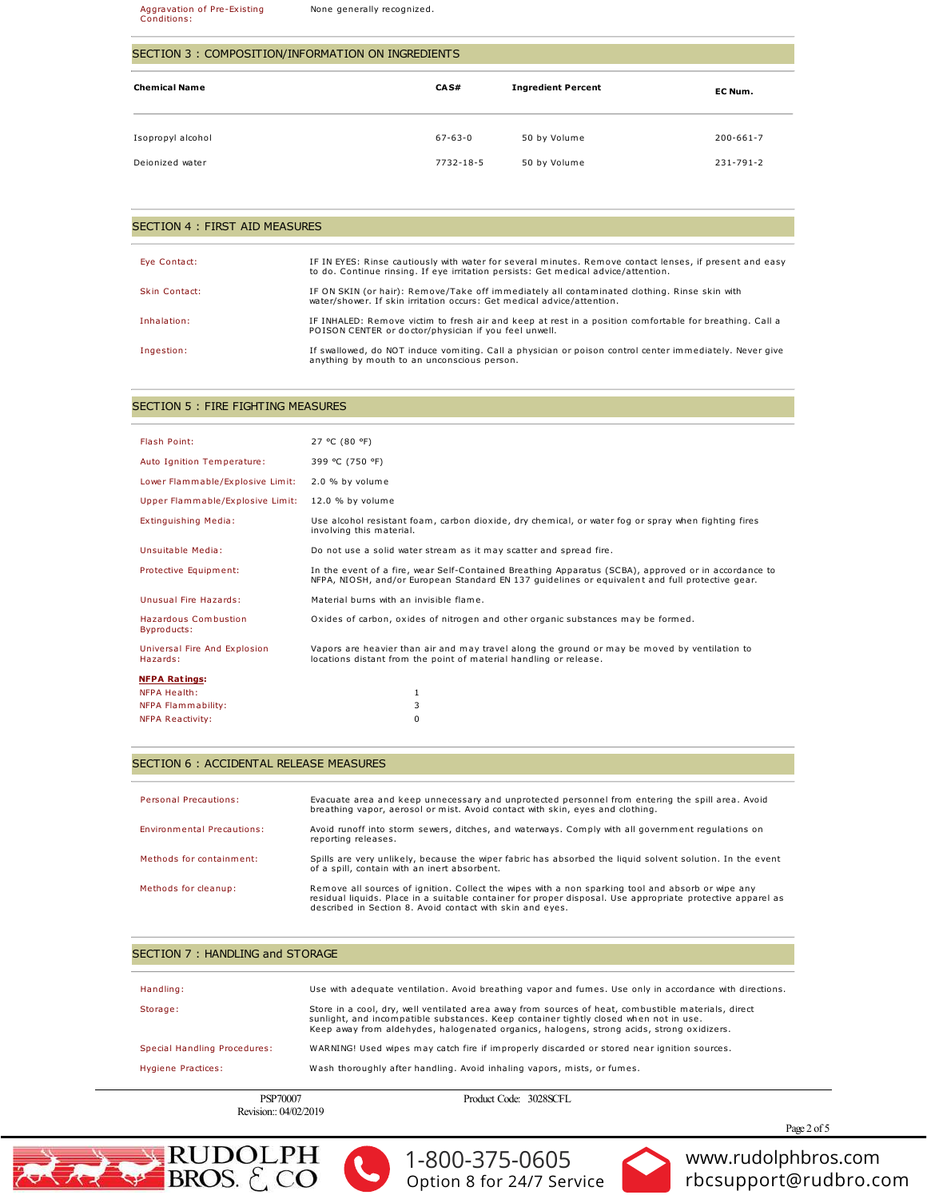| Aggravation of Pre-Existing Conditions: | None generally recognized. |
|---|---|

## SECTION 3 : COMPOSITION/INFORMATION ON INGREDIENTS

| Chemical Name | CAS# | Ingredient Percent | EC Num. |
|---|---|---|---|
| Isopropyl alcohol | 67-63-0 | 50 by Volume | 200-661-7 |
| Deionized water | 7732-18-5 | 50 by Volume | 231-791-2 |

## SECTION 4 : FIRST AID MEASURES

| | |
|---|---|
| Eye Contact: | IF IN EYES: Rinse cautiously with water for several minutes. Remove contact lenses, if present and easy to do. Continue rinsing. If eye irritation persists: Get medical advice/attention. |
| Skin Contact: | IF ON SKIN (or hair): Remove/Take off immediately all contaminated clothing. Rinse skin with water/shower. If skin irritation occurs: Get medical advice/attention. |
| Inhalation: | IF INHALED: Remove victim to fresh air and keep at rest in a position comfortable for breathing. Call a POISON CENTER or doctor/physician if you feel unwell. |
| Ingestion: | If swallowed, do NOT induce vomiting. Call a physician or poison control center immediately. Never give anything by mouth to an unconscious person. |

## SECTION 5 : FIRE FIGHTING MEASURES

| | |
|---|---|
| Flash Point: | 27 °C (80 °F) |
| Auto Ignition Temperature: | 399 °C (750 °F) |
| Lower Flammable/Explosive Limit: | 2.0 % by volume |
| Upper Flammable/Explosive Limit: | 12.0 % by volume |
| Extinguishing Media: | Use alcohol resistant foam, carbon dioxide, dry chemical, or water fog or spray when fighting fires involving this material. |
| Unsuitable Media: | Do not use a solid water stream as it may scatter and spread fire. |
| Protective Equipment: | In the event of a fire, wear Self-Contained Breathing Apparatus (SCBA), approved or in accordance to NFPA, NIOSH, and/or European Standard EN 137 guidelines or equivalent and full protective gear. |
| Unusual Fire Hazards: | Material burns with an invisible flame. |
| Hazardous Combustion Byproducts: | Oxides of carbon, oxides of nitrogen and other organic substances may be formed. |
| Universal Fire And Explosion Hazards: | Vapors are heavier than air and may travel along the ground or may be moved by ventilation to locations distant from the point of material handling or release. |

**NFPA Ratings:**

| | |
|---|---|
| NFPA Health: | 1 |
| NFPA Flammability: | 3 |
| NFPA Reactivity: | 0 |

## SECTION 6 : ACCIDENTAL RELEASE MEASURES

| | |
|---|---|
| Personal Precautions: | Evacuate area and keep unnecessary and unprotected personnel from entering the spill area. Avoid breathing vapor, aerosol or mist. Avoid contact with skin, eyes and clothing. |
| Environmental Precautions: | Avoid runoff into storm sewers, ditches, and waterways. Comply with all government regulations on reporting releases. |
| Methods for containment: | Spills are very unlikely, because the wiper fabric has absorbed the liquid solvent solution. In the event of a spill, contain with an inert absorbent. |
| Methods for cleanup: | Remove all sources of ignition. Collect the wipes with a non sparking tool and absorb or wipe any residual liquids. Place in a suitable container for proper disposal. Use appropriate protective apparel as described in Section 8. Avoid contact with skin and eyes. |

## SECTION 7 : HANDLING and STORAGE

| | |
|---|---|
| Handling: | Use with adequate ventilation. Avoid breathing vapor and fumes. Use only in accordance with directions. |
| Storage: | Store in a cool, dry, well ventilated area away from sources of heat, combustible materials, direct sunlight, and incompatible substances. Keep container tightly closed when not in use. Keep away from aldehydes, halogenated organics, halogens, strong acids, strong oxidizers. |
| Special Handling Procedures: | WARNING! Used wipes may catch fire if improperly discarded or stored near ignition sources. |
| Hygiene Practices: | Wash thoroughly after handling. Avoid inhaling vapors, mists, or fumes. |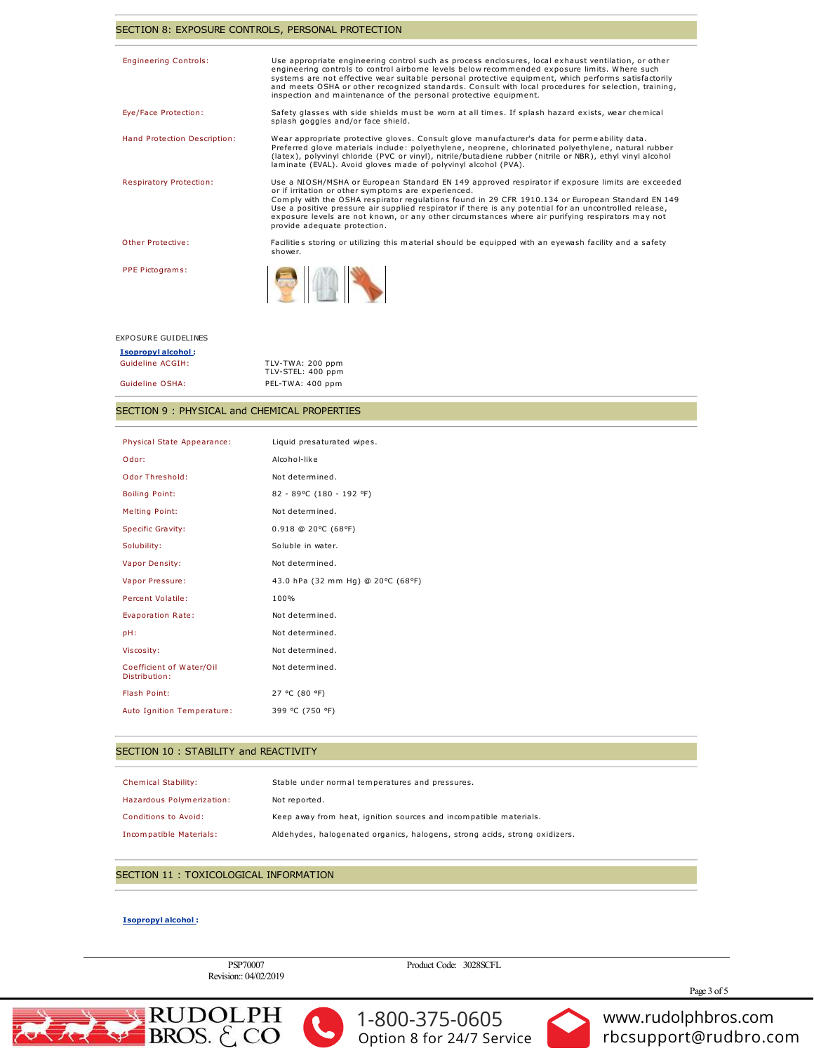## SECTION 8: EXPOSURE CONTROLS, PERSONAL PROTECTION

| | |
|---|---|
| Engineering Controls: | Use appropriate engineering control such as process enclosures, local exhaust ventilation, or other engineering controls to control airborne levels below recommended exposure limits. Where such systems are not effective wear suitable personal protective equipment, which performs satisfactorily and meets OSHA or other recognized standards. Consult with local procedures for selection, training, inspection and maintenance of the personal protective equipment. |
| Eye/Face Protection: | Safety glasses with side shields must be worn at all times. If splash hazard exists, wear chemical splash goggles and/or face shield. |
| Hand Protection Description: | Wear appropriate protective gloves. Consult glove manufacturer's data for permeability data. Preferred glove materials include: polyethylene, neoprene, chlorinated polyethylene, natural rubber (latex), polyvinyl chloride (PVC or vinyl), nitrile/butadiene rubber (nitrile or NBR), ethyl vinyl alcohol laminate (EVAL). Avoid gloves made of polyvinyl alcohol (PVA). |
| Respiratory Protection: | Use a NIOSH/MSHA or European Standard EN 149 approved respirator if exposure limits are exceeded or if irritation or other symptoms are experienced. Comply with the OSHA respirator regulations found in 29 CFR 1910.134 or European Standard EN 149 Use a positive pressure air supplied respirator if there is any potential for an uncontrolled release, exposure levels are not known, or any other circumstances where air purifying respirators may not provide adequate protection. |
| Other Protective: | Facilities storing or utilizing this material should be equipped with an eyewash facility and a safety shower. |
| PPE Pictograms: | |

EXPOSURE GUIDELINES

**Isopropyl alcohol :**

| | |
|---|---|
| Guideline ACGIH: | TLV-TWA: 200 ppm<br>TLV-STEL: 400 ppm |
| Guideline OSHA: | PEL-TWA: 400 ppm |

## SECTION 9 : PHYSICAL and CHEMICAL PROPERTIES

| | |
|---|---|
| Physical State Appearance: | Liquid presaturated wipes. |
| Odor: | Alcohol-like |
| Odor Threshold: | Not determined. |
| Boiling Point: | 82 - 89°C (180 - 192 °F) |
| Melting Point: | Not determined. |
| Specific Gravity: | 0.918 @ 20°C (68°F) |
| Solubility: | Soluble in water. |
| Vapor Density: | Not determined. |
| Vapor Pressure: | 43.0 hPa (32 mm Hg) @ 20°C (68°F) |
| Percent Volatile: | 100% |
| Evaporation Rate: | Not determined. |
| pH: | Not determined. |
| Viscosity: | Not determined. |
| Coefficient of Water/Oil Distribution: | Not determined. |
| Flash Point: | 27 °C (80 °F) |
| Auto Ignition Temperature: | 399 °C (750 °F) |

## SECTION 10 : STABILITY and REACTIVITY

| | |
|---|---|
| Chemical Stability: | Stable under normal temperatures and pressures. |
| Hazardous Polymerization: | Not reported. |
| Conditions to Avoid: | Keep away from heat, ignition sources and incompatible materials. |
| Incompatible Materials: | Aldehydes, halogenated organics, halogens, strong acids, strong oxidizers. |

## SECTION 11 : TOXICOLOGICAL INFORMATION

**Isopropyl alcohol :**

PSP70007
Revision:: 04/02/2019

Product Code: 3028SCFL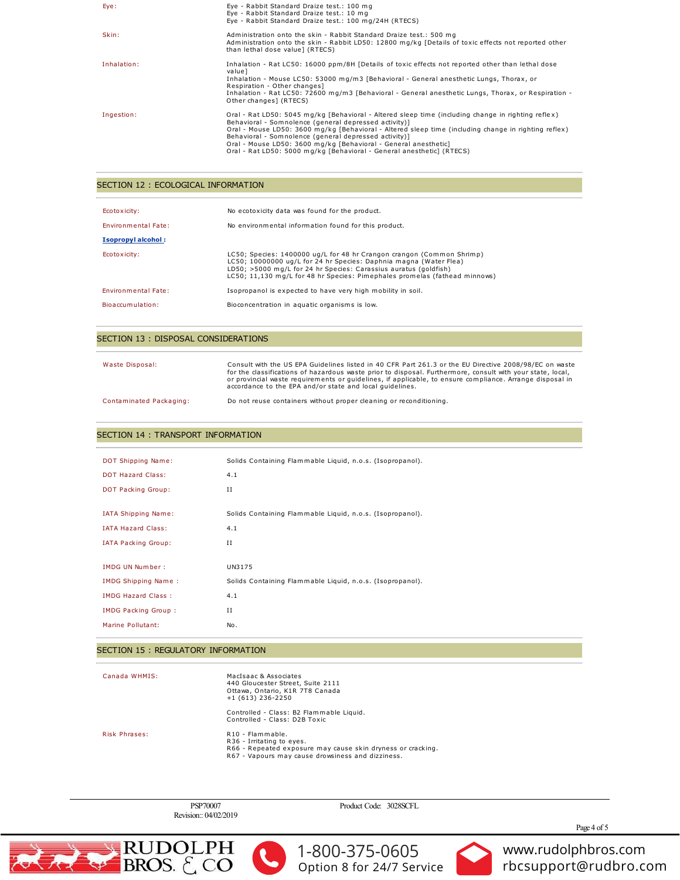| | |
|---|---|
| Eye: | Eye - Rabbit Standard Draize test.: 100 mg<br>Eye - Rabbit Standard Draize test.: 10 mg<br>Eye - Rabbit Standard Draize test.: 100 mg/24H (RTECS) |
| Skin: | Administration onto the skin - Rabbit Standard Draize test.: 500 mg<br>Administration onto the skin - Rabbit LD50: 12800 mg/kg [Details of toxic effects not reported other than lethal dose value] (RTECS) |
| Inhalation: | Inhalation - Rat LC50: 16000 ppm/8H [Details of toxic effects not reported other than lethal dose value]<br>Inhalation - Mouse LC50: 53000 mg/m3 [Behavioral - General anesthetic Lungs, Thorax, or Respiration - Other changes]<br>Inhalation - Rat LC50: 72600 mg/m3 [Behavioral - General anesthetic Lungs, Thorax, or Respiration - Other changes] (RTECS) |
| Ingestion: | Oral - Rat LD50: 5045 mg/kg [Behavioral - Altered sleep time (including change in righting reflex) Behavioral - Somnolence (general depressed activity)]<br>Oral - Mouse LD50: 3600 mg/kg [Behavioral - Altered sleep time (including change in righting reflex) Behavioral - Somnolence (general depressed activity)]<br>Oral - Mouse LD50: 3600 mg/kg [Behavioral - General anesthetic]<br>Oral - Rat LD50: 5000 mg/kg [Behavioral - General anesthetic] (RTECS) |

## SECTION 12 : ECOLOGICAL INFORMATION

| | |
|---|---|
| Ecotoxicity: | No ecotoxicity data was found for the product. |
| Environmental Fate: | No environmental information found for this product. |
| **Isopropyl alcohol :** | |
| Ecotoxicity: | LC50; Species: 1400000 ug/L for 48 hr Crangon crangon (Common Shrimp)<br>LC50; 10000000 ug/L for 24 hr Species: Daphnia magna (Water Flea)<br>LD50; >5000 mg/L for 24 hr Species: Carassius auratus (goldfish)<br>LC50; 11,130 mg/L for 48 hr Species: Pimephales promelas (fathead minnows) |
| Environmental Fate: | Isopropanol is expected to have very high mobility in soil. |
| Bioaccumulation: | Bioconcentration in aquatic organisms is low. |

## SECTION 13 : DISPOSAL CONSIDERATIONS

| | |
|---|---|
| Waste Disposal: | Consult with the US EPA Guidelines listed in 40 CFR Part 261.3 or the EU Directive 2008/98/EC on waste for the classifications of hazardous waste prior to disposal. Furthermore, consult with your state, local, or provincial waste requirements or guidelines, if applicable, to ensure compliance. Arrange disposal in accordance to the EPA and/or state and local guidelines. |
| Contaminated Packaging: | Do not reuse containers without proper cleaning or reconditioning. |

## SECTION 14 : TRANSPORT INFORMATION

| | |
|---|---|
| DOT Shipping Name: | Solids Containing Flammable Liquid, n.o.s. (Isopropanol). |
| DOT Hazard Class: | 4.1 |
| DOT Packing Group: | II |
| IATA Shipping Name: | Solids Containing Flammable Liquid, n.o.s. (Isopropanol). |
| IATA Hazard Class: | 4.1 |
| IATA Packing Group: | II |
| IMDG UN Number : | UN3175 |
| IMDG Shipping Name : | Solids Containing Flammable Liquid, n.o.s. (Isopropanol). |
| IMDG Hazard Class : | 4.1 |
| IMDG Packing Group : | II |
| Marine Pollutant: | No. |

## SECTION 15 : REGULATORY INFORMATION

| | |
|---|---|
| Canada WHMIS: | MacIsaac & Associates<br>440 Gloucester Street, Suite 2111<br>Ottawa, Ontario, K1R 7T8 Canada<br>+1 (613) 236-2250<br><br>Controlled - Class: B2 Flammable Liquid.<br>Controlled - Class: D2B Toxic |
| Risk Phrases: | R10 - Flammable.<br>R36 - Irritating to eyes.<br>R66 - Repeated exposure may cause skin dryness or cracking.<br>R67 - Vapours may cause drowsiness and dizziness. |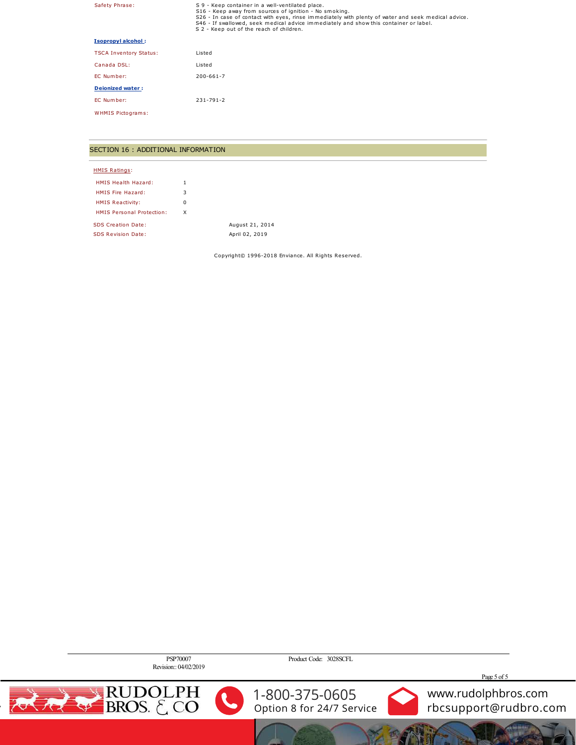Safety Phrase:

S 9 - Keep container in a well-ventilated place.
S16 - Keep away from sources of ignition - No smoking.
S26 - In case of contact with eyes, rinse immediately with plenty of water and seek medical advice.
S46 - If swallowed, seek medical advice immediately and show this container or label.
S 2 - Keep out of the reach of children.

**Isopropyl alcohol :**

| | |
|---|---|
| TSCA Inventory Status: | Listed |
| Canada DSL: | Listed |
| EC Number: | 200-661-7 |

**Deionized water :**

| | |
|---|---|
| EC Number: | 231-791-2 |

WHMIS Pictograms:

## SECTION 16 : ADDITIONAL INFORMATION

HMIS Ratings:

| | |
|---|---|
| HMIS Health Hazard: | 1 |
| HMIS Fire Hazard: | 3 |
| HMIS Reactivity: | 0 |
| HMIS Personal Protection: | X |

| | |
|---|---|
| SDS Creation Date: | August 21, 2014 |
| SDS Revision Date: | April 02, 2019 |

Copyright© 1996-2018 Enviance. All Rights Reserved.

PSP70007
Revision:: 04/02/2019

Product Code: 3028SCFL

RUDOLPH BROS. & CO
1-800-375-0605
Option 8 for 24/7 Service
www.rudolphbros.com
rbcsupport@rudbro.com